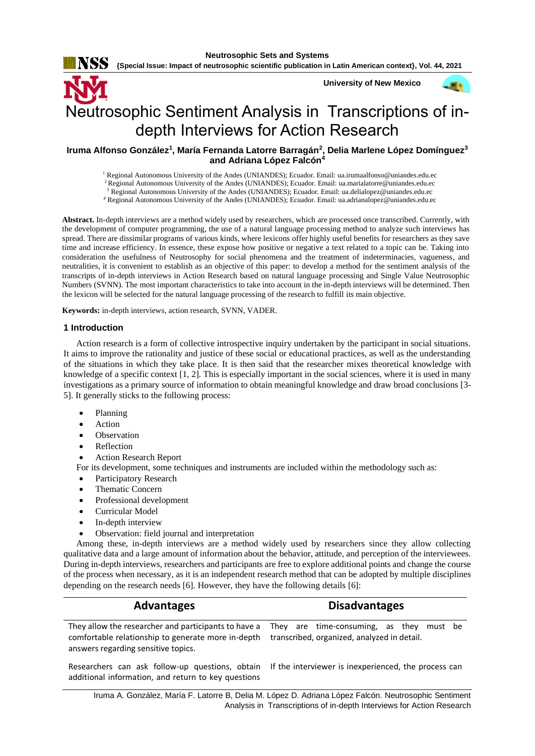# Neutrosophic Sentiment Analysis in Transcriptions of in-depth Interviews for Action Research

**Iruma Alfonso González[1], María Fernanda Latorre Barragán[2], Delia Marlene López Domínguez[3] and Adriana López Falcón[4]**

[1] Regional Autonomous University of the Andes (UNIANDES); Ecuador. Email: ua.irumaalfonso@uniandes.edu.ec
[2] Regional Autonomous University of the Andes (UNIANDES); Ecuador. Email: ua.marialatorre@uniandes.edu.ec
[3] Regional Autonomous University of the Andes (UNIANDES); Ecuador. Email: ua.delialopez@uniandes.edu.ec
[4] Regional Autonomous University of the Andes (UNIANDES); Ecuador. Email: ua.adrianalopez@uniandes.edu.ec

**Abstract.** In-depth interviews are a method widely used by researchers, which are processed once transcribed. Currently, with the development of computer programming, the use of a natural language processing method to analyze such interviews has spread. There are dissimilar programs of various kinds, where lexicons offer highly useful benefits for researchers as they save time and increase efficiency. In essence, these expose how positive or negative a text related to a topic can be. Taking into consideration the usefulness of Neutrosophy for social phenomena and the treatment of indeterminacies, vagueness, and neutralities, it is convenient to establish as an objective of this paper: to develop a method for the sentiment analysis of the transcripts of in-depth interviews in Action Research based on natural language processing and Single Value Neutrosophic Numbers (SVNN). The most important characteristics to take into account in the in-depth interviews will be determined. Then the lexicon will be selected for the natural language processing of the research to fulfill its main objective.

**Keywords:** in-depth interviews, action research, SVNN, VADER.

## 1 Introduction

Action research is a form of collective introspective inquiry undertaken by the participant in social situations. It aims to improve the rationality and justice of these social or educational practices, as well as the understanding of the situations in which they take place. It is then said that the researcher mixes theoretical knowledge with knowledge of a specific context [1, 2]. This is especially important in the social sciences, where it is used in many investigations as a primary source of information to obtain meaningful knowledge and draw broad conclusions [3-5]. It generally sticks to the following process:

- Planning
- Action
- Observation
- Reflection
- Action Research Report

For its development, some techniques and instruments are included within the methodology such as:

- Participatory Research
- Thematic Concern
- Professional development
- Curricular Model
- In-depth interview
- Observation: field journal and interpretation

Among these, in-depth interviews are a method widely used by researchers since they allow collecting qualitative data and a large amount of information about the behavior, attitude, and perception of the interviewees. During in-depth interviews, researchers and participants are free to explore additional points and change the course of the process when necessary, as it is an independent research method that can be adopted by multiple disciplines depending on the research needs [6]. However, they have the following details [6]:

| Advantages | Disadvantages |
|---|---|
| They allow the researcher and participants to have a comfortable relationship to generate more in-depth answers regarding sensitive topics. | They are time-consuming, as they must be transcribed, organized, analyzed in detail. |
| Researchers can ask follow-up questions, obtain additional information, and return to key questions | If the interviewer is inexperienced, the process can |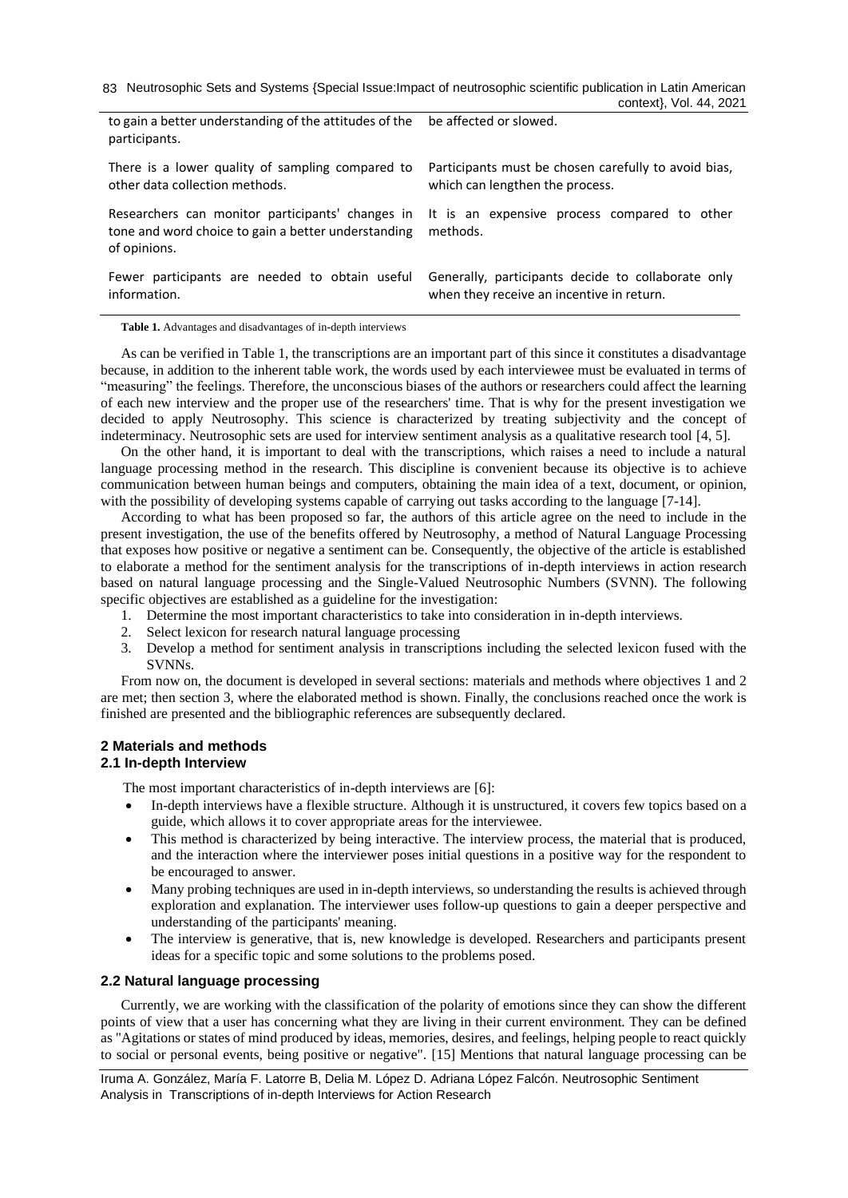| | |
|---|---|
| to gain a better understanding of the attitudes of the participants. | be affected or slowed. |
| There is a lower quality of sampling compared to other data collection methods. | Participants must be chosen carefully to avoid bias, which can lengthen the process. |
| Researchers can monitor participants' changes in tone and word choice to gain a better understanding of opinions. | It is an expensive process compared to other methods. |
| Fewer participants are needed to obtain useful information. | Generally, participants decide to collaborate only when they receive an incentive in return. |

**Table 1.** Advantages and disadvantages of in-depth interviews

As can be verified in Table 1, the transcriptions are an important part of this since it constitutes a disadvantage because, in addition to the inherent table work, the words used by each interviewee must be evaluated in terms of "measuring" the feelings. Therefore, the unconscious biases of the authors or researchers could affect the learning of each new interview and the proper use of the researchers' time. That is why for the present investigation we decided to apply Neutrosophy. This science is characterized by treating subjectivity and the concept of indeterminacy. Neutrosophic sets are used for interview sentiment analysis as a qualitative research tool [4, 5].

On the other hand, it is important to deal with the transcriptions, which raises a need to include a natural language processing method in the research. This discipline is convenient because its objective is to achieve communication between human beings and computers, obtaining the main idea of a text, document, or opinion, with the possibility of developing systems capable of carrying out tasks according to the language [7-14].

According to what has been proposed so far, the authors of this article agree on the need to include in the present investigation, the use of the benefits offered by Neutrosophy, a method of Natural Language Processing that exposes how positive or negative a sentiment can be. Consequently, the objective of the article is established to elaborate a method for the sentiment analysis for the transcriptions of in-depth interviews in action research based on natural language processing and the Single-Valued Neutrosophic Numbers (SVNN). The following specific objectives are established as a guideline for the investigation:

1. Determine the most important characteristics to take into consideration in in-depth interviews.
2. Select lexicon for research natural language processing
3. Develop a method for sentiment analysis in transcriptions including the selected lexicon fused with the SVNNs.

From now on, the document is developed in several sections: materials and methods where objectives 1 and 2 are met; then section 3, where the elaborated method is shown. Finally, the conclusions reached once the work is finished are presented and the bibliographic references are subsequently declared.

## 2 Materials and methods

### 2.1 In-depth Interview

The most important characteristics of in-depth interviews are [6]:

- In-depth interviews have a flexible structure. Although it is unstructured, it covers few topics based on a guide, which allows it to cover appropriate areas for the interviewee.
- This method is characterized by being interactive. The interview process, the material that is produced, and the interaction where the interviewer poses initial questions in a positive way for the respondent to be encouraged to answer.
- Many probing techniques are used in in-depth interviews, so understanding the results is achieved through exploration and explanation. The interviewer uses follow-up questions to gain a deeper perspective and understanding of the participants' meaning.
- The interview is generative, that is, new knowledge is developed. Researchers and participants present ideas for a specific topic and some solutions to the problems posed.

### 2.2 Natural language processing

Currently, we are working with the classification of the polarity of emotions since they can show the different points of view that a user has concerning what they are living in their current environment. They can be defined as "Agitations or states of mind produced by ideas, memories, desires, and feelings, helping people to react quickly to social or personal events, being positive or negative". [15] Mentions that natural language processing can be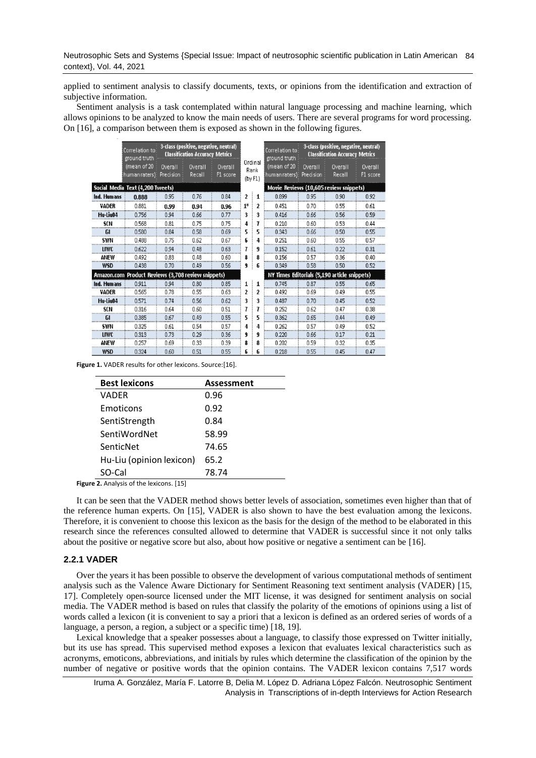applied to sentiment analysis to classify documents, texts, or opinions from the identification and extraction of subjective information.

Sentiment analysis is a task contemplated within natural language processing and machine learning, which allows opinions to be analyzed to know the main needs of users. There are several programs for word processing. On [16], a comparison between them is exposed as shown in the following figures.

| | Correlation to ground truth (mean of 20 humanraters) | 3-class (positive, negative, neutral) Classification Accuracy Metrics | | | Ordinal Rank (by F1) | | Correlation to ground truth (mean of 20 humanraters) | 3-class (positive, negative, neutral) Classification Accuracy Metrics | | |
|---|---|---|---|---|---|---|---|---|---|---|
| | | Overall Precision | Overall Recall | Overall F1 score | | | | Overall Precision | Overall Recall | Overall F1 score |
| **Social Media Text (4,200 Tweets)** | | | | | | | **Movie Reviews (10,605 review snippets)** | | | |
| **Ind. Humans** | **0.888** | 0.95 | 0.76 | 0.84 | 2 | 1 | 0.899 | 0.95 | 0.90 | 0.92 |
| **VADER** | 0.881 | **0.99** | **0.94** | **0.96** | 1* | 2 | 0.451 | 0.70 | 0.55 | 0.61 |
| **Hu-Liu04** | 0.756 | 0.94 | 0.66 | 0.77 | 3 | 3 | 0.416 | 0.66 | 0.56 | 0.59 |
| **SCN** | 0.568 | 0.81 | 0.75 | 0.75 | 4 | 7 | 0.210 | 0.60 | 0.53 | 0.44 |
| **GI** | 0.580 | 0.84 | 0.58 | 0.69 | 5 | 5 | 0.343 | 0.66 | 0.50 | 0.55 |
| **SWN** | 0.488 | 0.75 | 0.62 | 0.67 | 6 | 4 | 0.251 | 0.60 | 0.55 | 0.57 |
| **LIWC** | 0.622 | 0.94 | 0.48 | 0.63 | 7 | 9 | 0.152 | 0.61 | 0.22 | 0.31 |
| **ANEW** | 0.492 | 0.83 | 0.48 | 0.60 | 8 | 8 | 0.156 | 0.57 | 0.36 | 0.40 |
| **WSD** | 0.438 | 0.70 | 0.49 | 0.56 | 9 | 6 | 0.349 | 0.58 | 0.50 | 0.52 |
| **Amazon.com Product Reviews (3,708 review snippets)** | | | | | | | **NY Times Editorials (5,190 article snippets)** | | | |
| **Ind. Humans** | 0.911 | 0.94 | 0.80 | 0.85 | 1 | 1 | 0.745 | 0.87 | 0.55 | 0.65 |
| **VADER** | 0.565 | 0.78 | 0.55 | 0.63 | 2 | 2 | 0.492 | 0.69 | 0.49 | 0.55 |
| **Hu-Liu04** | 0.571 | 0.74 | 0.56 | 0.62 | 3 | 3 | 0.487 | 0.70 | 0.45 | 0.52 |
| **SCN** | 0.316 | 0.64 | 0.60 | 0.51 | 7 | 7 | 0.252 | 0.62 | 0.47 | 0.38 |
| **GI** | 0.385 | 0.67 | 0.49 | 0.55 | 5 | 5 | 0.362 | 0.65 | 0.44 | 0.49 |
| **SWN** | 0.325 | 0.61 | 0.54 | 0.57 | 4 | 4 | 0.262 | 0.57 | 0.49 | 0.52 |
| **LIWC** | 0.313 | 0.73 | 0.29 | 0.36 | 9 | 9 | 0.220 | 0.66 | 0.17 | 0.21 |
| **ANEW** | 0.257 | 0.69 | 0.33 | 0.39 | 8 | 8 | 0.202 | 0.59 | 0.32 | 0.35 |
| **WSD** | 0.324 | 0.60 | 0.51 | 0.55 | 6 | 6 | 0.218 | 0.55 | 0.45 | 0.47 |

**Figure 1.** VADER results for other lexicons. Source:[16].

| Best lexicons | Assessment |
|---|---|
| VADER | 0.96 |
| Emoticons | 0.92 |
| SentiStrength | 0.84 |
| SentiWordNet | 58.99 |
| SenticNet | 74.65 |
| Hu-Liu (opinion lexicon) | 65.2 |
| SO-Cal | 78.74 |

**Figure 2.** Analysis of the lexicons. [15]

It can be seen that the VADER method shows better levels of association, sometimes even higher than that of the reference human experts. On [15], VADER is also shown to have the best evaluation among the lexicons. Therefore, it is convenient to choose this lexicon as the basis for the design of the method to be elaborated in this research since the references consulted allowed to determine that VADER is successful since it not only talks about the positive or negative score but also, about how positive or negative a sentiment can be [16].

### 2.2.1 VADER

Over the years it has been possible to observe the development of various computational methods of sentiment analysis such as the Valence Aware Dictionary for Sentiment Reasoning text sentiment analysis (VADER) [15, 17]. Completely open-source licensed under the MIT license, it was designed for sentiment analysis on social media. The VADER method is based on rules that classify the polarity of the emotions of opinions using a list of words called a lexicon (it is convenient to say a priori that a lexicon is defined as an ordered series of words of a language, a person, a region, a subject or a specific time) [18, 19].

Lexical knowledge that a speaker possesses about a language, to classify those expressed on Twitter initially, but its use has spread. This supervised method exposes a lexicon that evaluates lexical characteristics such as acronyms, emoticons, abbreviations, and initials by rules which determine the classification of the opinion by the number of negative or positive words that the opinion contains. The VADER lexicon contains 7,517 words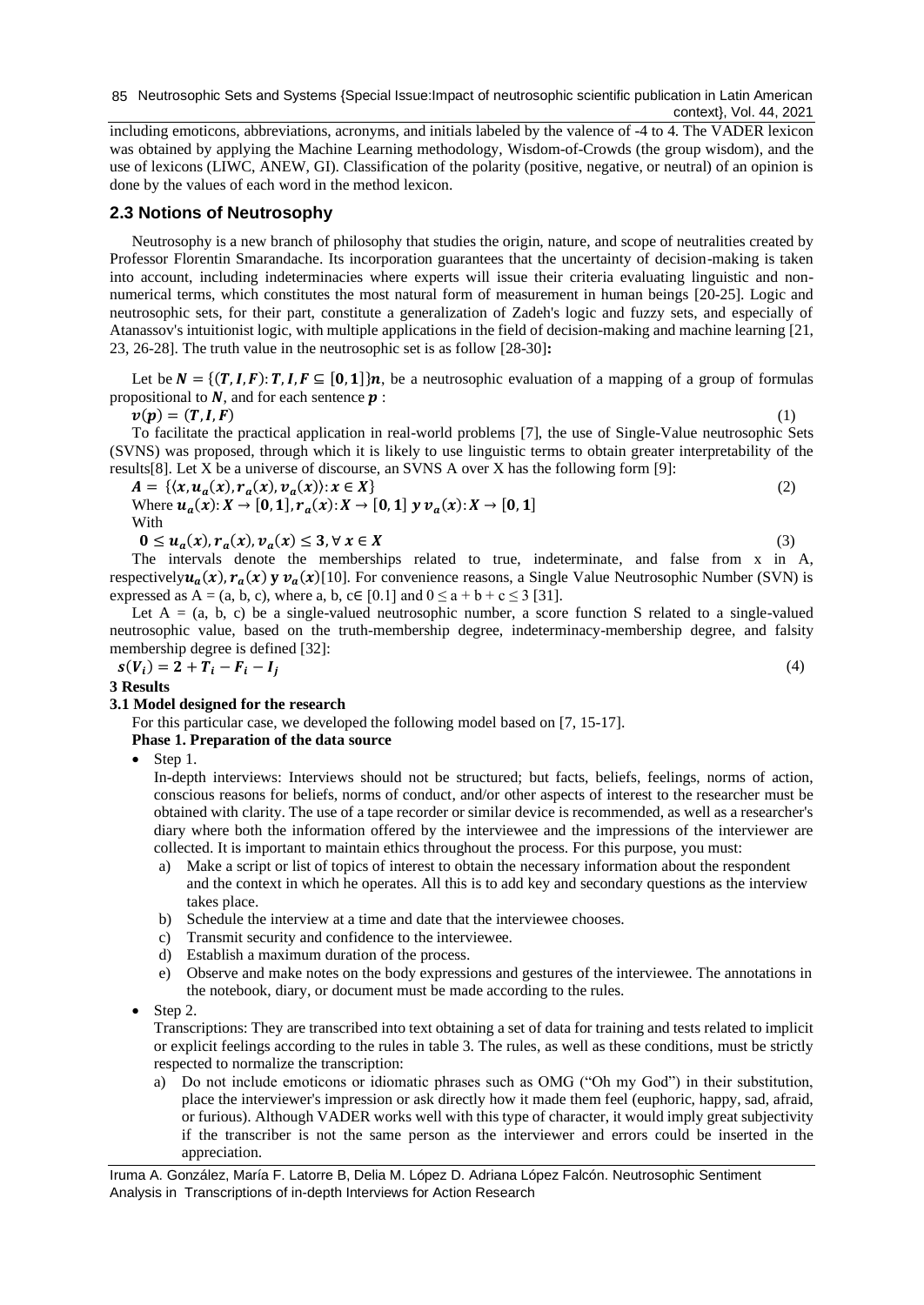including emoticons, abbreviations, acronyms, and initials labeled by the valence of -4 to 4. The VADER lexicon was obtained by applying the Machine Learning methodology, Wisdom-of-Crowds (the group wisdom), and the use of lexicons (LIWC, ANEW, GI). Classification of the polarity (positive, negative, or neutral) of an opinion is done by the values of each word in the method lexicon.

## 2.3 Notions of Neutrosophy

Neutrosophy is a new branch of philosophy that studies the origin, nature, and scope of neutralities created by Professor Florentin Smarandache. Its incorporation guarantees that the uncertainty of decision-making is taken into account, including indeterminacies where experts will issue their criteria evaluating linguistic and non-numerical terms, which constitutes the most natural form of measurement in human beings [20-25]. Logic and neutrosophic sets, for their part, constitute a generalization of Zadeh's logic and fuzzy sets, and especially of Atanassov's intuitionist logic, with multiple applications in the field of decision-making and machine learning [21, 23, 26-28]. The truth value in the neutrosophic set is as follow [28-30]**:**

Let be $N = \{(T, I, F): T, I, F \subseteq [0,1]\}n$, be a neutrosophic evaluation of a mapping of a group of formulas propositional to $N$, and for each sentence $p$ :

$$v(p) = (T, I, F) \tag{1}$$

To facilitate the practical application in real-world problems [7], the use of Single-Value neutrosophic Sets (SVNS) was proposed, through which it is likely to use linguistic terms to obtain greater interpretability of the results[8]. Let X be a universe of discourse, an SVNS A over X has the following form [9]:

$$A = \{\langle x, u_a(x), r_a(x), v_a(x)\rangle : x \in X\} \tag{2}$$

Where $u_a(x): X \to [0,1], r_a(x): X \to [0,1]$ y $v_a(x): X \to [0,1]$

With

$$0 \leq u_a(x), r_a(x), v_a(x) \leq 3, \forall x \in X \tag{3}$$

The intervals denote the memberships related to true, indeterminate, and false from x in A, respectively$u_a(x), r_a(x)$ y $v_a(x)$[10]. For convenience reasons, a Single Value Neutrosophic Number (SVN) is expressed as A = (a, b, c), where a, b, c∈ [0.1] and $0 \leq a + b + c \leq 3$ [31].

Let A = (a, b, c) be a single-valued neutrosophic number, a score function S related to a single-valued neutrosophic value, based on the truth-membership degree, indeterminacy-membership degree, and falsity membership degree is defined [32]:

$$s(V_i) = 2 + T_i - F_i - I_j \tag{4}$$

# 3 Results

## 3.1 Model designed for the research

For this particular case, we developed the following model based on [7, 15-17].

**Phase 1. Preparation of the data source**

- Step 1.

  In-depth interviews: Interviews should not be structured; but facts, beliefs, feelings, norms of action, conscious reasons for beliefs, norms of conduct, and/or other aspects of interest to the researcher must be obtained with clarity. The use of a tape recorder or similar device is recommended, as well as a researcher's diary where both the information offered by the interviewee and the impressions of the interviewer are collected. It is important to maintain ethics throughout the process. For this purpose, you must:

  a) Make a script or list of topics of interest to obtain the necessary information about the respondent and the context in which he operates. All this is to add key and secondary questions as the interview takes place.
  b) Schedule the interview at a time and date that the interviewee chooses.
  c) Transmit security and confidence to the interviewee.
  d) Establish a maximum duration of the process.
  e) Observe and make notes on the body expressions and gestures of the interviewee. The annotations in the notebook, diary, or document must be made according to the rules.

- Step 2.

  Transcriptions: They are transcribed into text obtaining a set of data for training and tests related to implicit or explicit feelings according to the rules in table 3. The rules, as well as these conditions, must be strictly respected to normalize the transcription:

  a) Do not include emoticons or idiomatic phrases such as OMG ("Oh my God") in their substitution, place the interviewer's impression or ask directly how it made them feel (euphoric, happy, sad, afraid, or furious). Although VADER works well with this type of character, it would imply great subjectivity if the transcriber is not the same person as the interviewer and errors could be inserted in the appreciation.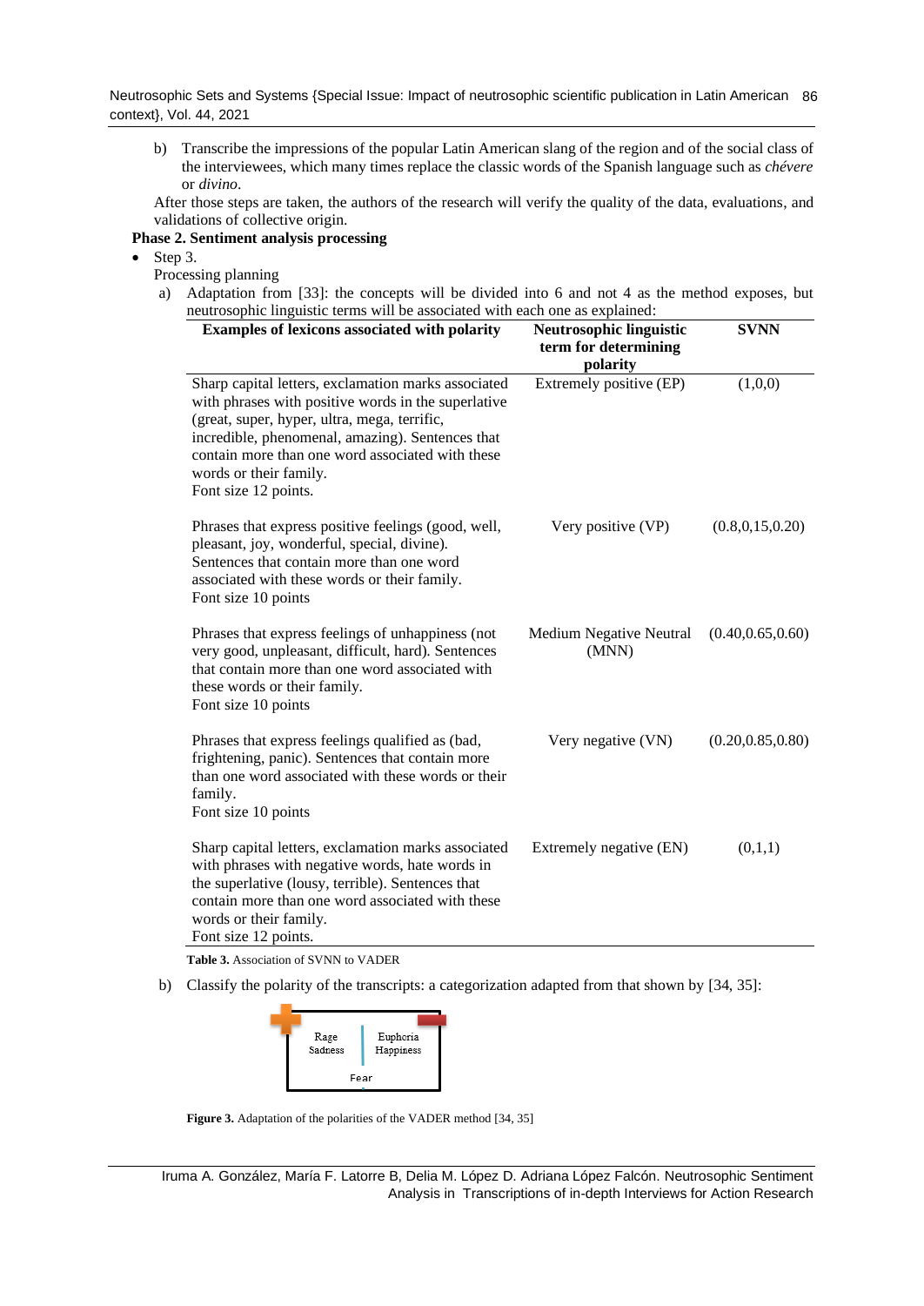b) Transcribe the impressions of the popular Latin American slang of the region and of the social class of the interviewees, which many times replace the classic words of the Spanish language such as *chévere* or *divino*.

After those steps are taken, the authors of the research will verify the quality of the data, evaluations, and validations of collective origin.

**Phase 2. Sentiment analysis processing**

- Step 3.

Processing planning

a) Adaptation from [33]: the concepts will be divided into 6 and not 4 as the method exposes, but neutrosophic linguistic terms will be associated with each one as explained:

| Examples of lexicons associated with polarity | Neutrosophic linguistic term for determining polarity | SVNN |
|---|---|---|
| Sharp capital letters, exclamation marks associated with phrases with positive words in the superlative (great, super, hyper, ultra, mega, terrific, incredible, phenomenal, amazing). Sentences that contain more than one word associated with these words or their family. Font size 12 points. | Extremely positive (EP) | (1,0,0) |
| Phrases that express positive feelings (good, well, pleasant, joy, wonderful, special, divine). Sentences that contain more than one word associated with these words or their family. Font size 10 points | Very positive (VP) | (0.8,0,15,0.20) |
| Phrases that express feelings of unhappiness (not very good, unpleasant, difficult, hard). Sentences that contain more than one word associated with these words or their family. Font size 10 points | Medium Negative Neutral (MNN) | (0.40,0.65,0.60) |
| Phrases that express feelings qualified as (bad, frightening, panic). Sentences that contain more than one word associated with these words or their family. Font size 10 points | Very negative (VN) | (0.20,0.85,0.80) |
| Sharp capital letters, exclamation marks associated with phrases with negative words, hate words in the superlative (lousy, terrible). Sentences that contain more than one word associated with these words or their family. Font size 12 points. | Extremely negative (EN) | (0,1,1) |

**Table 3.** Association of SVNN to VADER

b) Classify the polarity of the transcripts: a categorization adapted from that shown by [34, 35]:

Rage Sadness | Euphoria Happiness

Fear

**Figure 3.** Adaptation of the polarities of the VADER method [34, 35]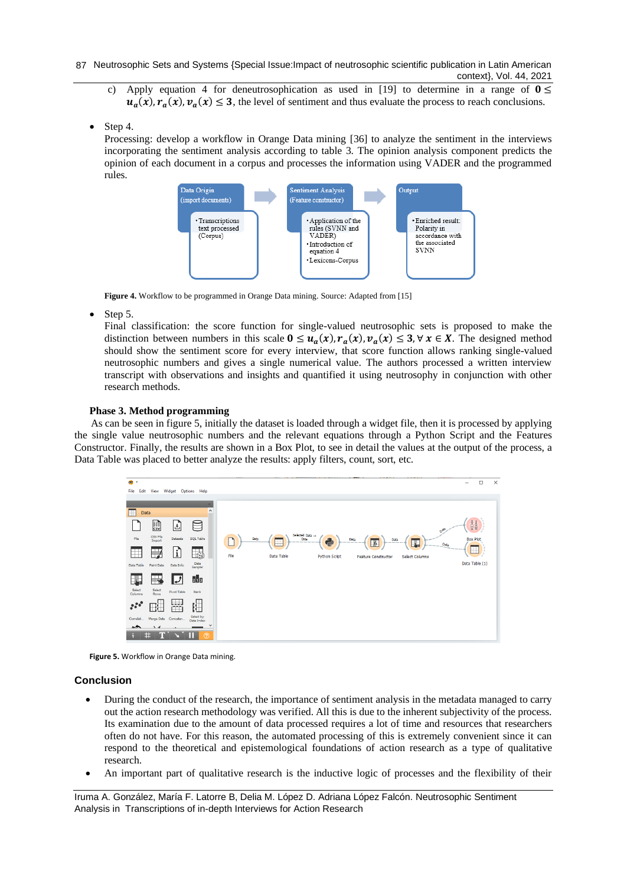c) Apply equation 4 for deneutrosophication as used in [19] to determine in a range of $\mathbf{0} \leq \boldsymbol{u_a(x), r_a(x), v_a(x)} \leq \mathbf{3}$, the level of sentiment and thus evaluate the process to reach conclusions.

- Step 4.
  Processing: develop a workflow in Orange Data mining [36] to analyze the sentiment in the interviews incorporating the sentiment analysis according to table 3. The opinion analysis component predicts the opinion of each document in a corpus and processes the information using VADER and the programmed rules.

Data Origin (import documents)
- Transcriptions text processed (Corpus)

Sentiment Analysis (Feature constructor)
- Application of the rules (SVNN and VADER)
- Introduction of equation 4
- Lexicons-Corpus

Output
- Enriched result: Polarity in accordance with the associated SVNN

**Figure 4.** Workflow to be programmed in Orange Data mining. Source: Adapted from [15]

- Step 5.
  Final classification: the score function for single-valued neutrosophic sets is proposed to make the distinction between numbers in this scale $\mathbf{0} \leq \boldsymbol{u_a(x), r_a(x), v_a(x)} \leq \mathbf{3}, \forall\, \boldsymbol{x} \in \boldsymbol{X}$. The designed method should show the sentiment score for every interview, that score function allows ranking single-valued neutrosophic numbers and gives a single numerical value. The authors processed a written interview transcript with observations and insights and quantified it using neutrosophy in conjunction with other research methods.

### Phase 3. Method programming

As can be seen in figure 5, initially the dataset is loaded through a widget file, then it is processed by applying the single value neutrosophic numbers and the relevant equations through a Python Script and the Features Constructor. Finally, the results are shown in a Box Plot, to see in detail the values at the output of the process, a Data Table was placed to better analyze the results: apply filters, count, sort, etc.

**Figure 5.** Workflow in Orange Data mining.

## Conclusion

- During the conduct of the research, the importance of sentiment analysis in the metadata managed to carry out the action research methodology was verified. All this is due to the inherent subjectivity of the process. Its examination due to the amount of data processed requires a lot of time and resources that researchers often do not have. For this reason, the automated processing of this is extremely convenient since it can respond to the theoretical and epistemological foundations of action research as a type of qualitative research.
- An important part of qualitative research is the inductive logic of processes and the flexibility of their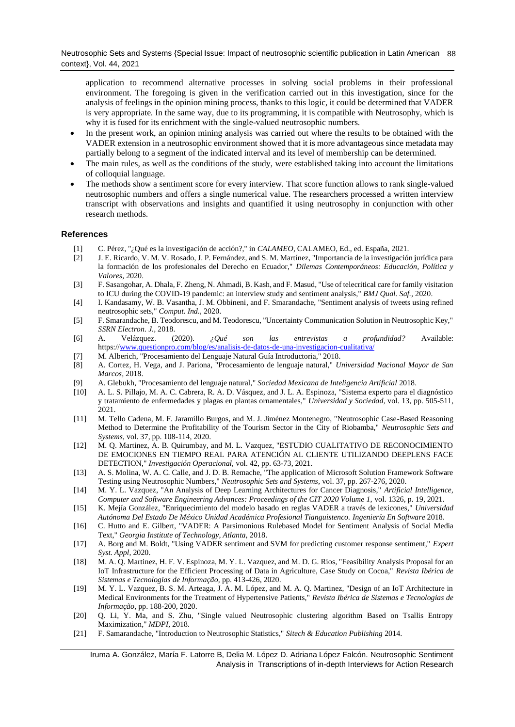application to recommend alternative processes in solving social problems in their professional environment. The foregoing is given in the verification carried out in this investigation, since for the analysis of feelings in the opinion mining process, thanks to this logic, it could be determined that VADER is very appropriate. In the same way, due to its programming, it is compatible with Neutrosophy, which is why it is fused for its enrichment with the single-valued neutrosophic numbers.

- In the present work, an opinion mining analysis was carried out where the results to be obtained with the VADER extension in a neutrosophic environment showed that it is more advantageous since metadata may partially belong to a segment of the indicated interval and its level of membership can be determined.
- The main rules, as well as the conditions of the study, were established taking into account the limitations of colloquial language.
- The methods show a sentiment score for every interview. That score function allows to rank single-valued neutrosophic numbers and offers a single numerical value. The researchers processed a written interview transcript with observations and insights and quantified it using neutrosophy in conjunction with other research methods.

## References

[1] C. Pérez, "¿Qué es la investigación de acción?," in *CALAMEO*, CALAMEO, Ed., ed. España, 2021.

[2] J. E. Ricardo, V. M. V. Rosado, J. P. Fernández, and S. M. Martínez, "Importancia de la investigación jurídica para la formación de los profesionales del Derecho en Ecuador," *Dilemas Contemporáneos: Educación, Política y Valores*, 2020.

[3] F. Sasangohar, A. Dhala, F. Zheng, N. Ahmadi, B. Kash, and F. Masud, "Use of telecritical care for family visitation to ICU during the COVID-19 pandemic: an interview study and sentiment analysis," *BMJ Qual. Saf.*, 2020.

[4] I. Kandasamy, W. B. Vasantha, J. M. Obbineni, and F. Smarandache, "Sentiment analysis of tweets using refined neutrosophic sets," *Comput. Ind.*, 2020.

[5] F. Smarandache, B. Teodorescu, and M. Teodorescu, "Uncertainty Communication Solution in Neutrosophic Key," *SSRN Electron. J.*, 2018.

[6] A. Velázquez. (2020). *¿Qué son las entrevistas a profundidad?* Available: https://www.questionpro.com/blog/es/analisis-de-datos-de-una-investigacion-cualitativa/

[7] M. Alberich, "Procesamiento del Lenguaje Natural Guía Introductoria," 2018.

[8] A. Cortez, H. Vega, and J. Pariona, "Procesamiento de lenguaje natural," *Universidad Nacional Mayor de San Marcos*, 2018.

[9] A. Glebukh, "Procesamiento del lenguaje natural," *Sociedad Mexicana de Inteligencia Artificial* 2018.

[10] A. L. S. Pillajo, M. A. C. Cabrera, R. A. D. Vásquez, and J. L. A. Espinoza, "Sistema experto para el diagnóstico y tratamiento de enfermedades y plagas en plantas ornamentales," *Universidad y Sociedad*, vol. 13, pp. 505-511, 2021.

[11] M. Tello Cadena, M. F. Jaramillo Burgos, and M. J. Jiménez Montenegro, "Neutrosophic Case-Based Reasoning Method to Determine the Profitability of the Tourism Sector in the City of Riobamba," *Neutrosophic Sets and Systems*, vol. 37, pp. 108-114, 2020.

[12] M. Q. Martinez, A. B. Quirumbay, and M. L. Vazquez, "ESTUDIO CUALITATIVO DE RECONOCIMIENTO DE EMOCIONES EN TIEMPO REAL PARA ATENCIÓN AL CLIENTE UTILIZANDO DEEPLENS FACE DETECTION," *Investigación Operacional*, vol. 42, pp. 63-73, 2021.

[13] A. S. Molina, W. A. C. Calle, and J. D. B. Remache, "The application of Microsoft Solution Framework Software Testing using Neutrosophic Numbers," *Neutrosophic Sets and Systems*, vol. 37, pp. 267-276, 2020.

[14] M. Y. L. Vazquez, "An Analysis of Deep Learning Architectures for Cancer Diagnosis," *Artificial Intelligence, Computer and Software Engineering Advances: Proceedings of the CIT 2020 Volume 1*, vol. 1326, p. 19, 2021.

[15] K. Mejía González, "Enriquecimiento del modelo basado en reglas VADER a través de lexicones," *Universidad Autónoma Del Estado De México Unidad Académica Profesional Tianguistenco. Ingeniería En Software* 2018.

[16] C. Hutto and E. Gilbert, "VADER: A Parsimonious Rulebased Model for Sentiment Analysis of Social Media Text," *Georgia Institute of Technology, Atlanta*, 2018.

[17] A. Borg and M. Boldt, "Using VADER sentiment and SVM for predicting customer response sentiment," *Expert Syst. Appl*, 2020.

[18] M. A. Q. Martinez, H. F. V. Espinoza, M. Y. L. Vazquez, and M. D. G. Rios, "Feasibility Analysis Proposal for an IoT Infrastructure for the Efficient Processing of Data in Agriculture, Case Study on Cocoa," *Revista Ibérica de Sistemas e Tecnologias de Informação*, pp. 413-426, 2020.

[19] M. Y. L. Vazquez, B. S. M. Arteaga, J. A. M. López, and M. A. Q. Martinez, "Design of an IoT Architecture in Medical Environments for the Treatment of Hypertensive Patients," *Revista Ibérica de Sistemas e Tecnologias de Informação*, pp. 188-200, 2020.

[20] Q. Li, Y. Ma, and S. Zhu, "Single valued Neutrosophic clustering algorithm Based on Tsallis Entropy Maximization," *MDPI*, 2018.

[21] F. Samarandache, "Introduction to Neutrosophic Statistics," *Sitech & Education Publishing* 2014.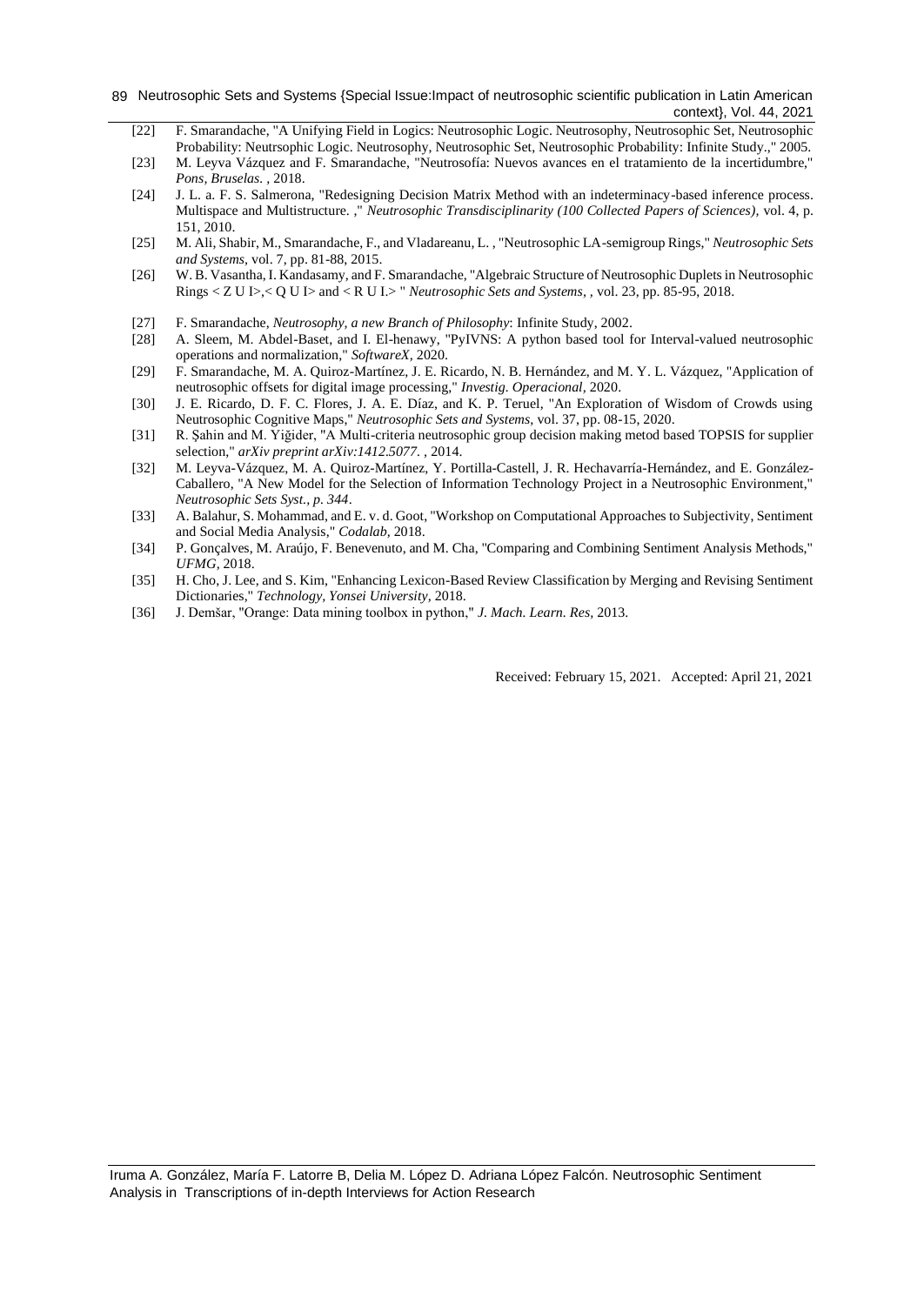[22] F. Smarandache, "A Unifying Field in Logics: Neutrosophic Logic. Neutrosophy, Neutrosophic Set, Neutrosophic Probability: Neutrsophic Logic. Neutrosophy, Neutrosophic Set, Neutrosophic Probability: Infinite Study.," 2005.

[23] M. Leyva Vázquez and F. Smarandache, "Neutrosofía: Nuevos avances en el tratamiento de la incertidumbre," *Pons, Bruselas.* , 2018.

[24] J. L. a. F. S. Salmerona, "Redesigning Decision Matrix Method with an indeterminacy-based inference process. Multispace and Multistructure. ," *Neutrosophic Transdisciplinarity (100 Collected Papers of Sciences)*, vol. 4, p. 151, 2010.

[25] M. Ali, Shabir, M., Smarandache, F., and Vladareanu, L. , "Neutrosophic LA-semigroup Rings," *Neutrosophic Sets and Systems*, vol. 7, pp. 81-88, 2015.

[26] W. B. Vasantha, I. Kandasamy, and F. Smarandache, "Algebraic Structure of Neutrosophic Duplets in Neutrosophic Rings < Z U I>,< Q U I> and < R U I.> " *Neutrosophic Sets and Systems*, , vol. 23, pp. 85-95, 2018.

[27] F. Smarandache, *Neutrosophy, a new Branch of Philosophy*: Infinite Study, 2002.

[28] A. Sleem, M. Abdel-Baset, and I. El-henawy, "PyIVNS: A python based tool for Interval-valued neutrosophic operations and normalization," *SoftwareX*, 2020.

[29] F. Smarandache, M. A. Quiroz-Martínez, J. E. Ricardo, N. B. Hernández, and M. Y. L. Vázquez, "Application of neutrosophic offsets for digital image processing," *Investig. Operacional*, 2020.

[30] J. E. Ricardo, D. F. C. Flores, J. A. E. Díaz, and K. P. Teruel, "An Exploration of Wisdom of Crowds using Neutrosophic Cognitive Maps," *Neutrosophic Sets and Systems,* vol. 37, pp. 08-15, 2020.

[31] R. Şahin and M. Yiğider, "A Multi-criteria neutrosophic group decision making metod based TOPSIS for supplier selection," *arXiv preprint arXiv:1412.5077.* , 2014.

[32] M. Leyva-Vázquez, M. A. Quiroz-Martínez, Y. Portilla-Castell, J. R. Hechavarría-Hernández, and E. González-Caballero, "A New Model for the Selection of Information Technology Project in a Neutrosophic Environment," *Neutrosophic Sets Syst., p. 344*.

[33] A. Balahur, S. Mohammad, and E. v. d. Goot, "Workshop on Computational Approaches to Subjectivity, Sentiment and Social Media Analysis," *Codalab*, 2018.

[34] P. Gonçalves, M. Araújo, F. Benevenuto, and M. Cha, "Comparing and Combining Sentiment Analysis Methods," *UFMG*, 2018.

[35] H. Cho, J. Lee, and S. Kim, "Enhancing Lexicon-Based Review Classification by Merging and Revising Sentiment Dictionaries," *Technology, Yonsei University*, 2018.

[36] J. Demšar, "Orange: Data mining toolbox in python," *J. Mach. Learn. Res*, 2013.

Received: February 15, 2021. Accepted: April 21, 2021